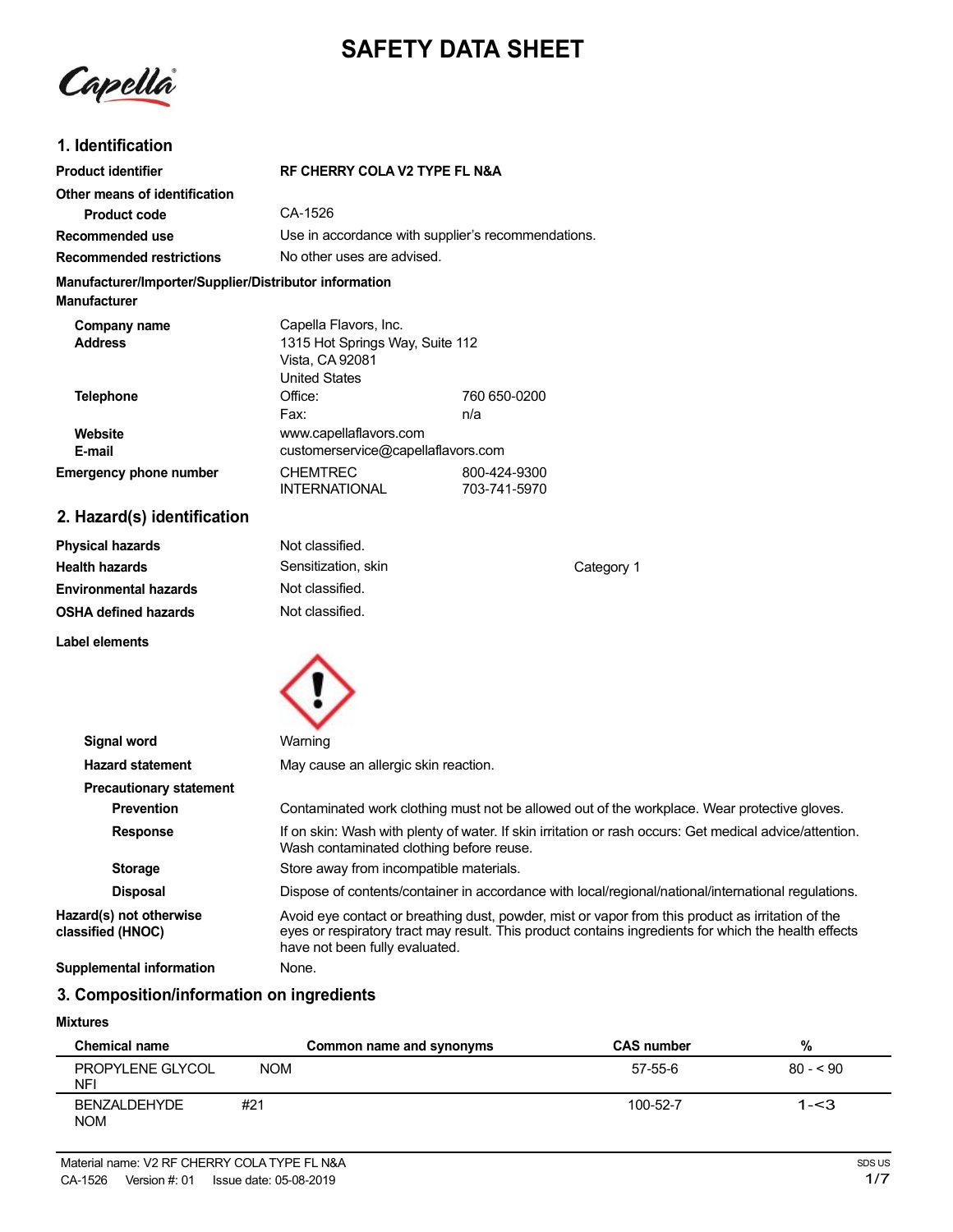# SAFETY DATA SHEET

Capella

## 1. Identification

| | |
|---|---|
| **Product identifier** | **RF CHERRY COLA V2 TYPE FL N&A** |
| **Other means of identification** | |
| **Product code** | CA-1526 |
| **Recommended use** | Use in accordance with supplier's recommendations. |
| **Recommended restrictions** | No other uses are advised. |

**Manufacturer/Importer/Supplier/Distributor information**

**Manufacturer**

| | | |
|---|---|---|
| **Company name** | Capella Flavors, Inc. | |
| **Address** | 1315 Hot Springs Way, Suite 112<br>Vista, CA 92081<br>United States | |
| **Telephone** | Office: | 760 650-0200 |
| | Fax: | n/a |
| **Website** | www.capellaflavors.com | |
| **E-mail** | customerservice@capellaflavors.com | |
| **Emergency phone number** | CHEMTREC | 800-424-9300 |
| | INTERNATIONAL | 703-741-5970 |

## 2. Hazard(s) identification

| | | |
|---|---|---|
| **Physical hazards** | Not classified. | |
| **Health hazards** | Sensitization, skin | Category 1 |
| **Environmental hazards** | Not classified. | |
| **OSHA defined hazards** | Not classified. | |

**Label elements**

| | |
|---|---|
| **Signal word** | Warning |
| **Hazard statement** | May cause an allergic skin reaction. |
| **Precautionary statement** | |
| **Prevention** | Contaminated work clothing must not be allowed out of the workplace. Wear protective gloves. |
| **Response** | If on skin: Wash with plenty of water. If skin irritation or rash occurs: Get medical advice/attention. Wash contaminated clothing before reuse. |
| **Storage** | Store away from incompatible materials. |
| **Disposal** | Dispose of contents/container in accordance with local/regional/national/international regulations. |
| **Hazard(s) not otherwise classified (HNOC)** | Avoid eye contact or breathing dust, powder, mist or vapor from this product as irritation of the eyes or respiratory tract may result. This product contains ingredients for which the health effects have not been fully evaluated. |
| **Supplemental information** | None. |

## 3. Composition/information on ingredients

**Mixtures**

| Chemical name | Common name and synonyms | CAS number | % |
|---|---|---|---|
| PROPYLENE GLYCOL NFI | NOM | 57-55-6 | 80 - < 90 |
| BENZALDEHYDE NOM | #21 | 100-52-7 | 1-<3 |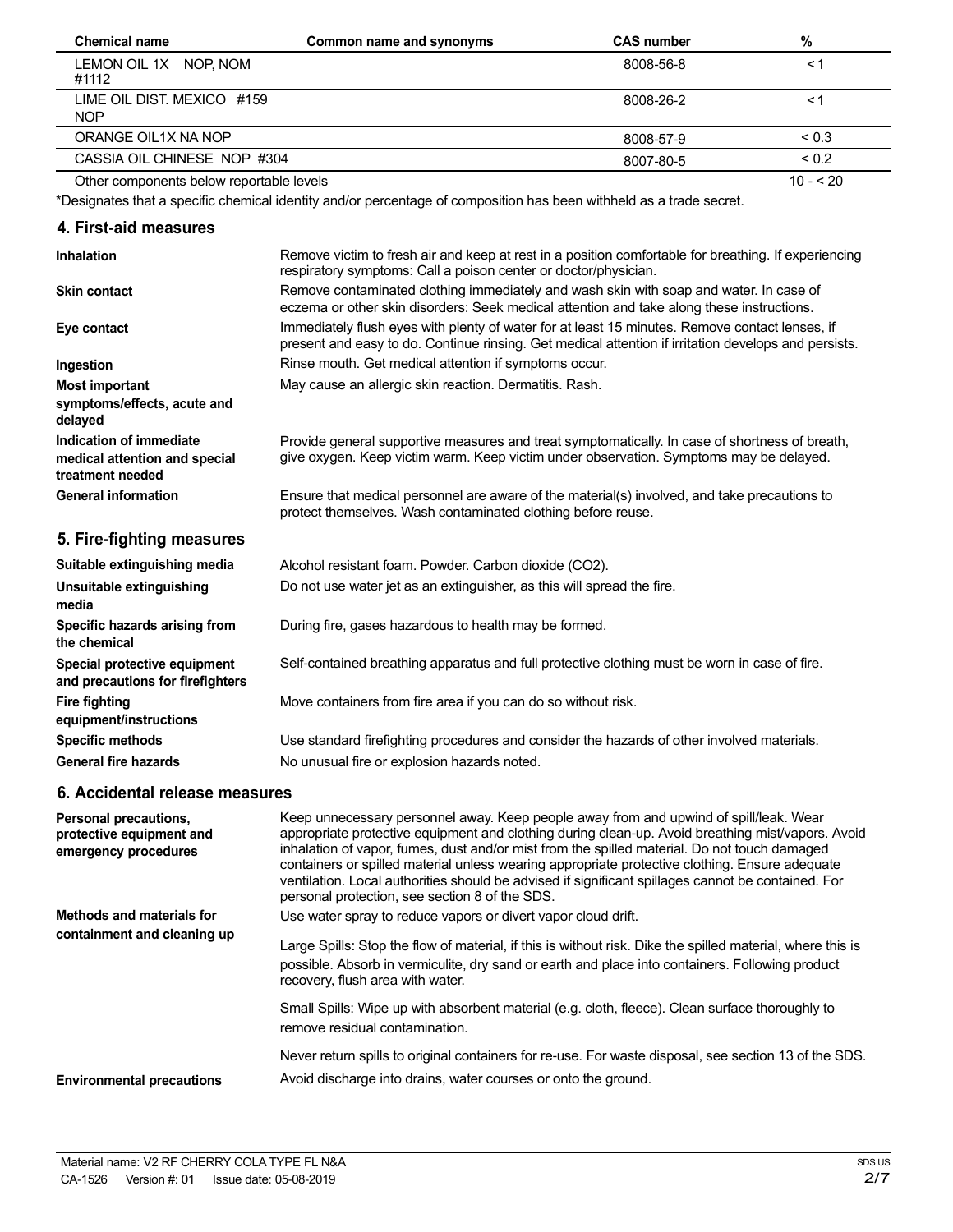| Chemical name | Common name and synonyms | CAS number | % |
|---|---|---|---|
| LEMON OIL 1X NOP, NOM #1112 | | 8008-56-8 | < 1 |
| LIME OIL DIST. MEXICO #159 NOP | | 8008-26-2 | < 1 |
| ORANGE OIL1X NA NOP | | 8008-57-9 | < 0.3 |
| CASSIA OIL CHINESE NOP #304 | | 8007-80-5 | < 0.2 |
| Other components below reportable levels | | | 10 - < 20 |

*Designates that a specific chemical identity and/or percentage of composition has been withheld as a trade secret.

## 4. First-aid measures

**Inhalation**
Remove victim to fresh air and keep at rest in a position comfortable for breathing. If experiencing respiratory symptoms: Call a poison center or doctor/physician.

**Skin contact**
Remove contaminated clothing immediately and wash skin with soap and water. In case of eczema or other skin disorders: Seek medical attention and take along these instructions.

**Eye contact**
Immediately flush eyes with plenty of water for at least 15 minutes. Remove contact lenses, if present and easy to do. Continue rinsing. Get medical attention if irritation develops and persists.

**Ingestion**
Rinse mouth. Get medical attention if symptoms occur.

**Most important symptoms/effects, acute and delayed**
May cause an allergic skin reaction. Dermatitis. Rash.

**Indication of immediate medical attention and special treatment needed**
Provide general supportive measures and treat symptomatically. In case of shortness of breath, give oxygen. Keep victim warm. Keep victim under observation. Symptoms may be delayed.

**General information**
Ensure that medical personnel are aware of the material(s) involved, and take precautions to protect themselves. Wash contaminated clothing before reuse.

## 5. Fire-fighting measures

**Suitable extinguishing media**
Alcohol resistant foam. Powder. Carbon dioxide ($CO_2$).

**Unsuitable extinguishing media**
Do not use water jet as an extinguisher, as this will spread the fire.

**Specific hazards arising from the chemical**
During fire, gases hazardous to health may be formed.

**Special protective equipment and precautions for firefighters**
Self-contained breathing apparatus and full protective clothing must be worn in case of fire.

**Fire fighting equipment/instructions**
Move containers from fire area if you can do so without risk.

**Specific methods**
Use standard firefighting procedures and consider the hazards of other involved materials.

**General fire hazards**
No unusual fire or explosion hazards noted.

## 6. Accidental release measures

**Personal precautions, protective equipment and emergency procedures**
Keep unnecessary personnel away. Keep people away from and upwind of spill/leak. Wear appropriate protective equipment and clothing during clean-up. Avoid breathing mist/vapors. Avoid inhalation of vapor, fumes, dust and/or mist from the spilled material. Do not touch damaged containers or spilled material unless wearing appropriate protective clothing. Ensure adequate ventilation. Local authorities should be advised if significant spillages cannot be contained. For personal protection, see section 8 of the SDS.

**Methods and materials for containment and cleaning up**
Use water spray to reduce vapors or divert vapor cloud drift.

Large Spills: Stop the flow of material, if this is without risk. Dike the spilled material, where this is possible. Absorb in vermiculite, dry sand or earth and place into containers. Following product recovery, flush area with water.

Small Spills: Wipe up with absorbent material (e.g. cloth, fleece). Clean surface thoroughly to remove residual contamination.

Never return spills to original containers for re-use. For waste disposal, see section 13 of the SDS.

**Environmental precautions**
Avoid discharge into drains, water courses or onto the ground.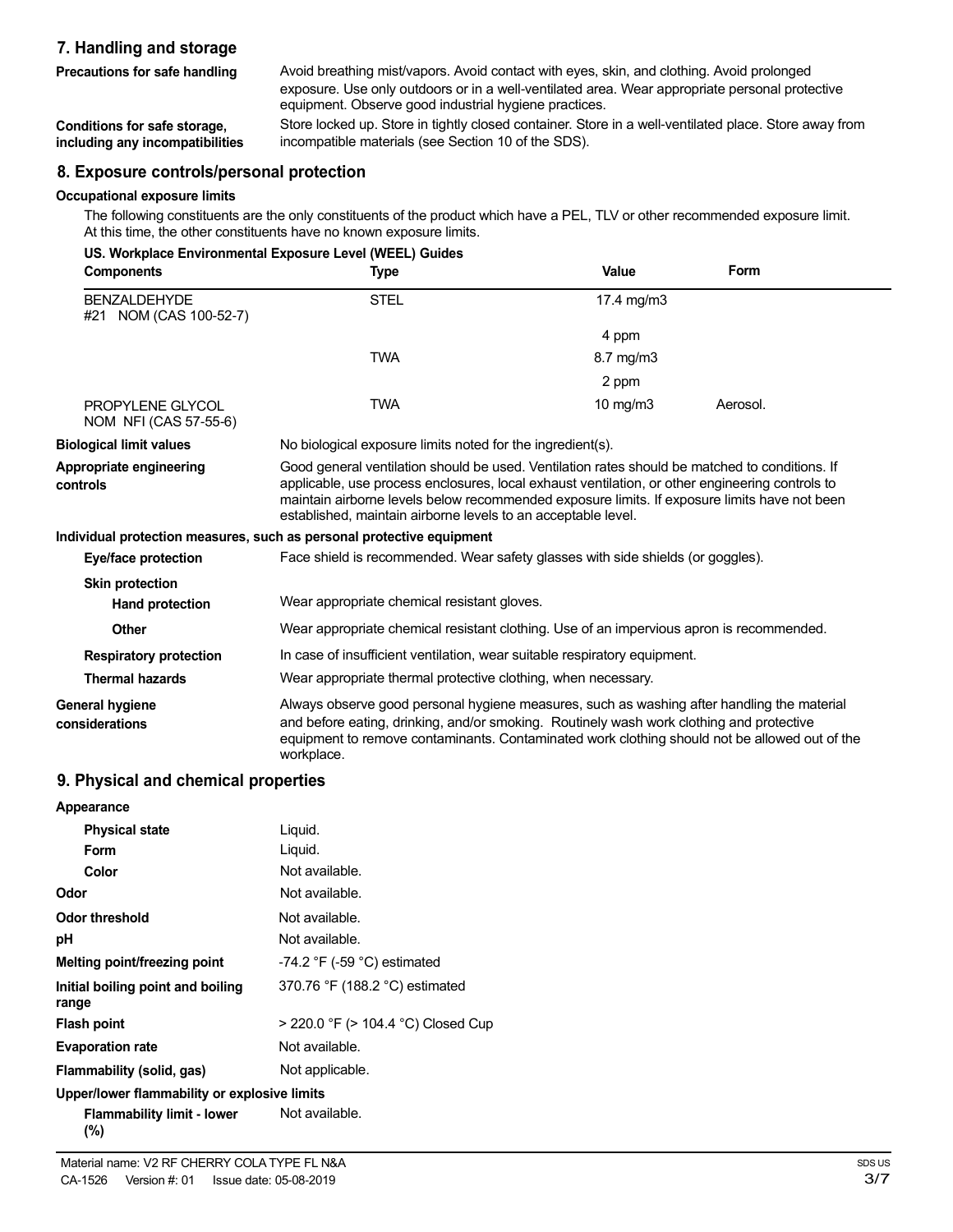## 7. Handling and storage

**Precautions for safe handling**

Avoid breathing mist/vapors. Avoid contact with eyes, skin, and clothing. Avoid prolonged exposure. Use only outdoors or in a well-ventilated area. Wear appropriate personal protective equipment. Observe good industrial hygiene practices.

**Conditions for safe storage, including any incompatibilities**

Store locked up. Store in tightly closed container. Store in a well-ventilated place. Store away from incompatible materials (see Section 10 of the SDS).

## 8. Exposure controls/personal protection

**Occupational exposure limits**

The following constituents are the only constituents of the product which have a PEL, TLV or other recommended exposure limit. At this time, the other constituents have no known exposure limits.

**US. Workplace Environmental Exposure Level (WEEL) Guides**

| Components | Type | Value | Form |
|---|---|---|---|
| BENZALDEHYDE #21 NOM (CAS 100-52-7) | STEL | 17.4 mg/m3 | |
| | | 4 ppm | |
| | TWA | 8.7 mg/m3 | |
| | | 2 ppm | |
| PROPYLENE GLYCOL NOM NFI (CAS 57-55-6) | TWA | 10 mg/m3 | Aerosol. |

**Biological limit values**

No biological exposure limits noted for the ingredient(s).

**Appropriate engineering controls**

Good general ventilation should be used. Ventilation rates should be matched to conditions. If applicable, use process enclosures, local exhaust ventilation, or other engineering controls to maintain airborne levels below recommended exposure limits. If exposure limits have not been established, maintain airborne levels to an acceptable level.

**Individual protection measures, such as personal protective equipment**

**Eye/face protection**

Face shield is recommended. Wear safety glasses with side shields (or goggles).

**Skin protection**

**Hand protection**

Wear appropriate chemical resistant gloves.

**Other**

Wear appropriate chemical resistant clothing. Use of an impervious apron is recommended.

**Respiratory protection**

In case of insufficient ventilation, wear suitable respiratory equipment.

**Thermal hazards**

Wear appropriate thermal protective clothing, when necessary.

**General hygiene considerations**

Always observe good personal hygiene measures, such as washing after handling the material and before eating, drinking, and/or smoking. Routinely wash work clothing and protective equipment to remove contaminants. Contaminated work clothing should not be allowed out of the workplace.

## 9. Physical and chemical properties

**Appearance**

| | |
|---|---|
| **Physical state** | Liquid. |
| **Form** | Liquid. |
| **Color** | Not available. |
| **Odor** | Not available. |
| **Odor threshold** | Not available. |
| **pH** | Not available. |
| **Melting point/freezing point** | -74.2 °F (-59 °C) estimated |
| **Initial boiling point and boiling range** | 370.76 °F (188.2 °C) estimated |
| **Flash point** | > 220.0 °F (> 104.4 °C) Closed Cup |
| **Evaporation rate** | Not available. |
| **Flammability (solid, gas)** | Not applicable. |

**Upper/lower flammability or explosive limits**

| | |
|---|---|
| **Flammability limit - lower (%)** | Not available. |

Material name: V2 RF CHERRY COLA TYPE FL N&A

CA-1526 Version #: 01 Issue date: 05-08-2019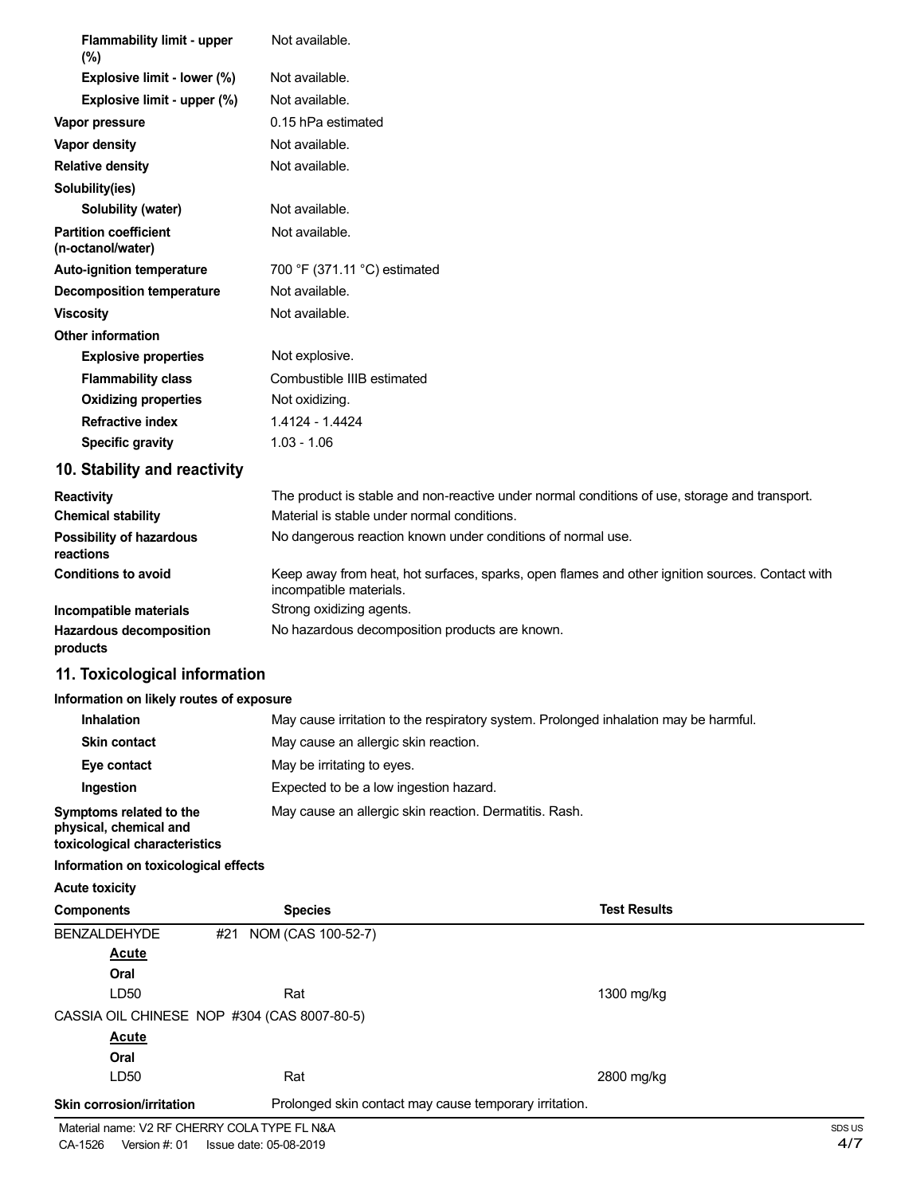| | |
|---|---|
| **Flammability limit - upper (%)** | Not available. |
| **Explosive limit - lower (%)** | Not available. |
| **Explosive limit - upper (%)** | Not available. |
| **Vapor pressure** | 0.15 hPa estimated |
| **Vapor density** | Not available. |
| **Relative density** | Not available. |
| **Solubility(ies)** | |
| **Solubility (water)** | Not available. |
| **Partition coefficient (n-octanol/water)** | Not available. |
| **Auto-ignition temperature** | 700 °F (371.11 °C) estimated |
| **Decomposition temperature** | Not available. |
| **Viscosity** | Not available. |
| **Other information** | |
| **Explosive properties** | Not explosive. |
| **Flammability class** | Combustible IIIB estimated |
| **Oxidizing properties** | Not oxidizing. |
| **Refractive index** | 1.4124 - 1.4424 |
| **Specific gravity** | 1.03 - 1.06 |

## 10. Stability and reactivity

| | |
|---|---|
| **Reactivity** | The product is stable and non-reactive under normal conditions of use, storage and transport. |
| **Chemical stability** | Material is stable under normal conditions. |
| **Possibility of hazardous reactions** | No dangerous reaction known under conditions of normal use. |
| **Conditions to avoid** | Keep away from heat, hot surfaces, sparks, open flames and other ignition sources. Contact with incompatible materials. |
| **Incompatible materials** | Strong oxidizing agents. |
| **Hazardous decomposition products** | No hazardous decomposition products are known. |

## 11. Toxicological information

**Information on likely routes of exposure**

| | |
|---|---|
| **Inhalation** | May cause irritation to the respiratory system. Prolonged inhalation may be harmful. |
| **Skin contact** | May cause an allergic skin reaction. |
| **Eye contact** | May be irritating to eyes. |
| **Ingestion** | Expected to be a low ingestion hazard. |
| **Symptoms related to the physical, chemical and toxicological characteristics** | May cause an allergic skin reaction. Dermatitis. Rash. |

**Information on toxicological effects**

**Acute toxicity**

| Components | Species | Test Results |
|---|---|---|
| BENZALDEHYDE #21 NOM (CAS 100-52-7) | | |
| **Acute** | | |
| **Oral** | | |
| LD50 | Rat | 1300 mg/kg |
| CASSIA OIL CHINESE NOP #304 (CAS 8007-80-5) | | |
| **Acute** | | |
| **Oral** | | |
| LD50 | Rat | 2800 mg/kg |

**Skin corrosion/irritation** Prolonged skin contact may cause temporary irritation.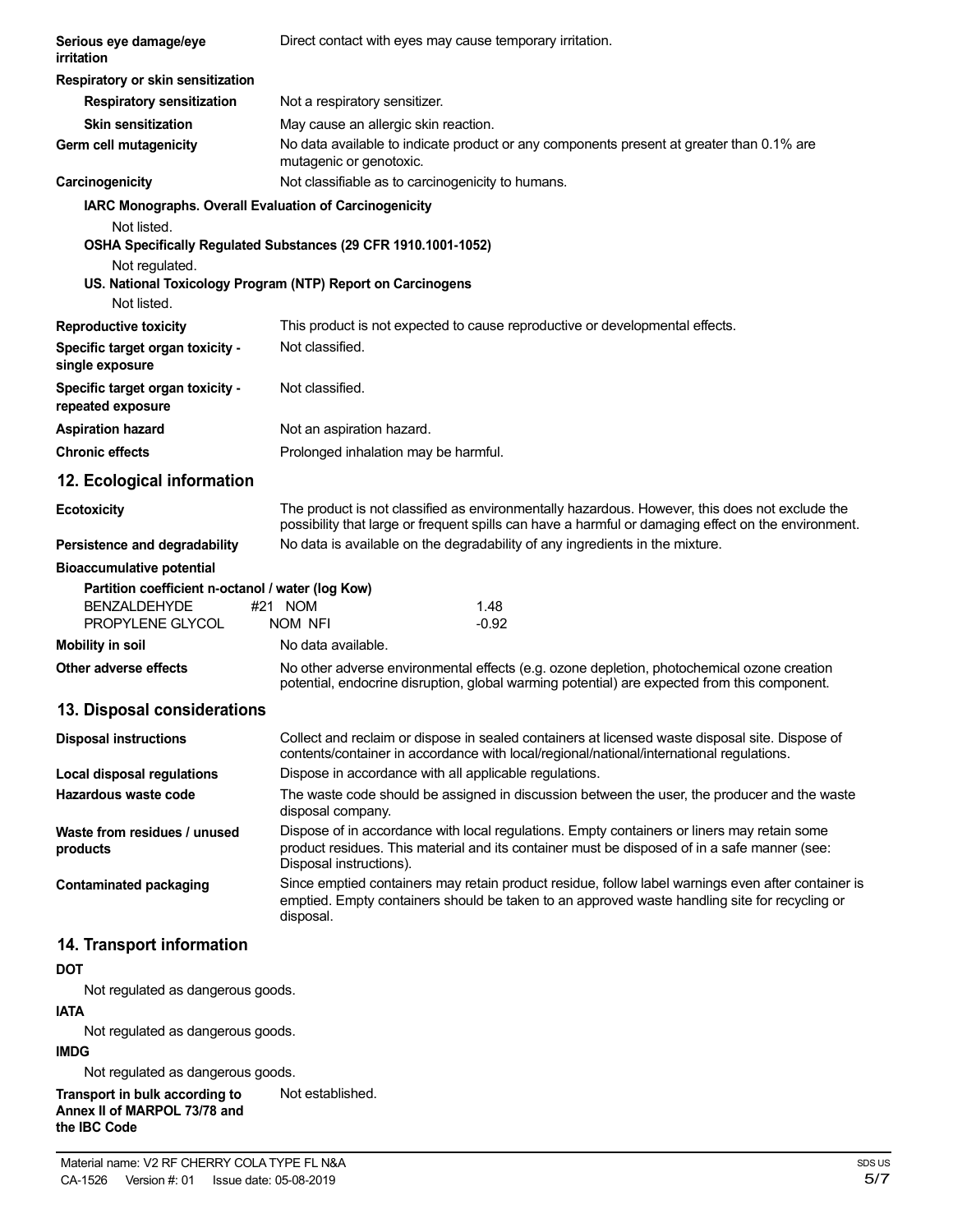**Serious eye damage/eye irritation** Direct contact with eyes may cause temporary irritation.

**Respiratory or skin sensitization**

**Respiratory sensitization** Not a respiratory sensitizer.

**Skin sensitization** May cause an allergic skin reaction.

**Germ cell mutagenicity** No data available to indicate product or any components present at greater than 0.1% are mutagenic or genotoxic.

**Carcinogenicity** Not classifiable as to carcinogenicity to humans.

**IARC Monographs. Overall Evaluation of Carcinogenicity**

Not listed.

**OSHA Specifically Regulated Substances (29 CFR 1910.1001-1052)**

Not regulated.

**US. National Toxicology Program (NTP) Report on Carcinogens**

Not listed.

**Reproductive toxicity** This product is not expected to cause reproductive or developmental effects.

**Specific target organ toxicity - single exposure** Not classified.

**Specific target organ toxicity - repeated exposure** Not classified.

**Aspiration hazard** Not an aspiration hazard.

**Chronic effects** Prolonged inhalation may be harmful.

## 12. Ecological information

**Ecotoxicity** The product is not classified as environmentally hazardous. However, this does not exclude the possibility that large or frequent spills can have a harmful or damaging effect on the environment.

**Persistence and degradability** No data is available on the degradability of any ingredients in the mixture.

**Bioaccumulative potential**

**Partition coefficient n-octanol / water (log Kow)**

| | |
|---|---|
| BENZALDEHYDE #21 NOM | 1.48 |
| PROPYLENE GLYCOL NOM NFI | -0.92 |

**Mobility in soil** No data available.

**Other adverse effects** No other adverse environmental effects (e.g. ozone depletion, photochemical ozone creation potential, endocrine disruption, global warming potential) are expected from this component.

## 13. Disposal considerations

**Disposal instructions** Collect and reclaim or dispose in sealed containers at licensed waste disposal site. Dispose of contents/container in accordance with local/regional/national/international regulations.

**Local disposal regulations** Dispose in accordance with all applicable regulations.

**Hazardous waste code** The waste code should be assigned in discussion between the user, the producer and the waste disposal company.

**Waste from residues / unused products** Dispose of in accordance with local regulations. Empty containers or liners may retain some product residues. This material and its container must be disposed of in a safe manner (see: Disposal instructions).

**Contaminated packaging** Since emptied containers may retain product residue, follow label warnings even after container is emptied. Empty containers should be taken to an approved waste handling site for recycling or disposal.

## 14. Transport information

**DOT**

Not regulated as dangerous goods.

**IATA**

Not regulated as dangerous goods.

**IMDG**

Not regulated as dangerous goods.

**Transport in bulk according to Annex II of MARPOL 73/78 and the IBC Code** Not established.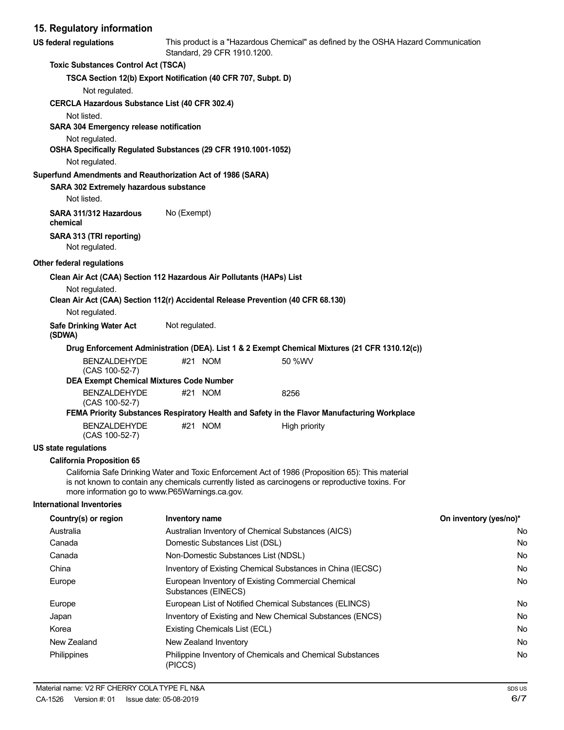## 15. Regulatory information

**US federal regulations** This product is a "Hazardous Chemical" as defined by the OSHA Hazard Communication Standard, 29 CFR 1910.1200.

**Toxic Substances Control Act (TSCA)**

**TSCA Section 12(b) Export Notification (40 CFR 707, Subpt. D)**

Not regulated.

**CERCLA Hazardous Substance List (40 CFR 302.4)**

Not listed.

**SARA 304 Emergency release notification**

Not regulated.

**OSHA Specifically Regulated Substances (29 CFR 1910.1001-1052)**

Not regulated.

**Superfund Amendments and Reauthorization Act of 1986 (SARA)**

**SARA 302 Extremely hazardous substance**

Not listed.

**SARA 311/312 Hazardous chemical** No (Exempt)

**SARA 313 (TRI reporting)**

Not regulated.

**Other federal regulations**

**Clean Air Act (CAA) Section 112 Hazardous Air Pollutants (HAPs) List**

Not regulated.

**Clean Air Act (CAA) Section 112(r) Accidental Release Prevention (40 CFR 68.130)**

Not regulated.

**Safe Drinking Water Act (SDWA)** Not regulated.

**Drug Enforcement Administration (DEA). List 1 & 2 Exempt Chemical Mixtures (21 CFR 1310.12(c))**

| | | |
|---|---|---|
| BENZALDEHYDE (CAS 100-52-7) | #21 NOM | 50 %WV |

**DEA Exempt Chemical Mixtures Code Number**

| | | |
|---|---|---|
| BENZALDEHYDE (CAS 100-52-7) | #21 NOM | 8256 |

**FEMA Priority Substances Respiratory Health and Safety in the Flavor Manufacturing Workplace**

| | | |
|---|---|---|
| BENZALDEHYDE (CAS 100-52-7) | #21 NOM | High priority |

**US state regulations**

**California Proposition 65**

California Safe Drinking Water and Toxic Enforcement Act of 1986 (Proposition 65): This material is not known to contain any chemicals currently listed as carcinogens or reproductive toxins. For more information go to www.P65Warnings.ca.gov.

**International Inventories**

| Country(s) or region | Inventory name | On inventory (yes/no)* |
|---|---|---|
| Australia | Australian Inventory of Chemical Substances (AICS) | No |
| Canada | Domestic Substances List (DSL) | No |
| Canada | Non-Domestic Substances List (NDSL) | No |
| China | Inventory of Existing Chemical Substances in China (IECSC) | No |
| Europe | European Inventory of Existing Commercial Chemical Substances (EINECS) | No |
| Europe | European List of Notified Chemical Substances (ELINCS) | No |
| Japan | Inventory of Existing and New Chemical Substances (ENCS) | No |
| Korea | Existing Chemicals List (ECL) | No |
| New Zealand | New Zealand Inventory | No |
| Philippines | Philippine Inventory of Chemicals and Chemical Substances (PICCS) | No |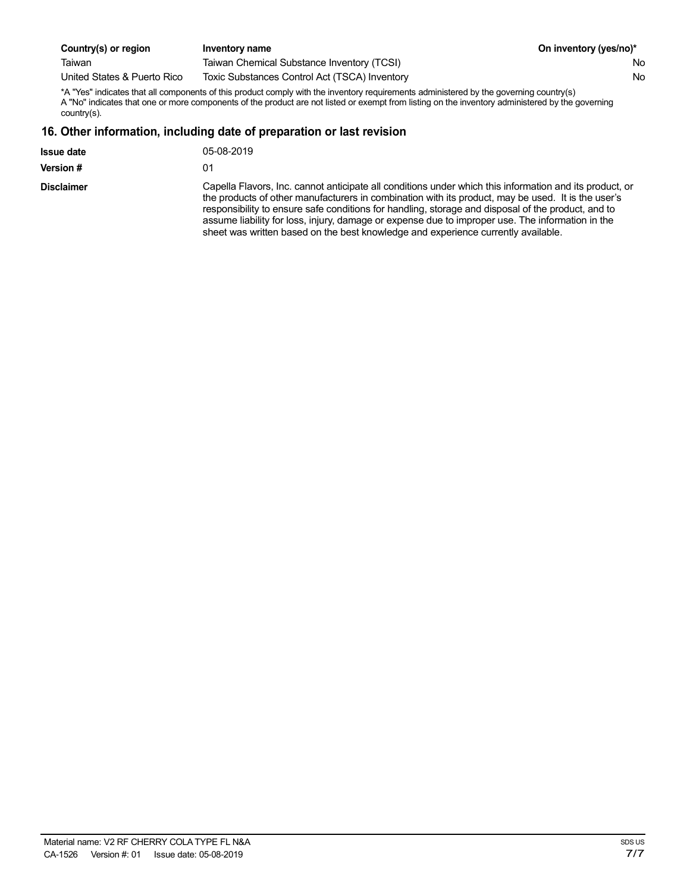| Country(s) or region | Inventory name | On inventory (yes/no)* |
|---|---|---|
| Taiwan | Taiwan Chemical Substance Inventory (TCSI) | No |
| United States & Puerto Rico | Toxic Substances Control Act (TSCA) Inventory | No |

*A "Yes" indicates that all components of this product comply with the inventory requirements administered by the governing country(s)
A "No" indicates that one or more components of the product are not listed or exempt from listing on the inventory administered by the governing country(s).

## 16. Other information, including date of preparation or last revision

| | |
|---|---|
| **Issue date** | 05-08-2019 |
| **Version #** | 01 |
| **Disclaimer** | Capella Flavors, Inc. cannot anticipate all conditions under which this information and its product, or the products of other manufacturers in combination with its product, may be used. It is the user's responsibility to ensure safe conditions for handling, storage and disposal of the product, and to assume liability for loss, injury, damage or expense due to improper use. The information in the sheet was written based on the best knowledge and experience currently available. |